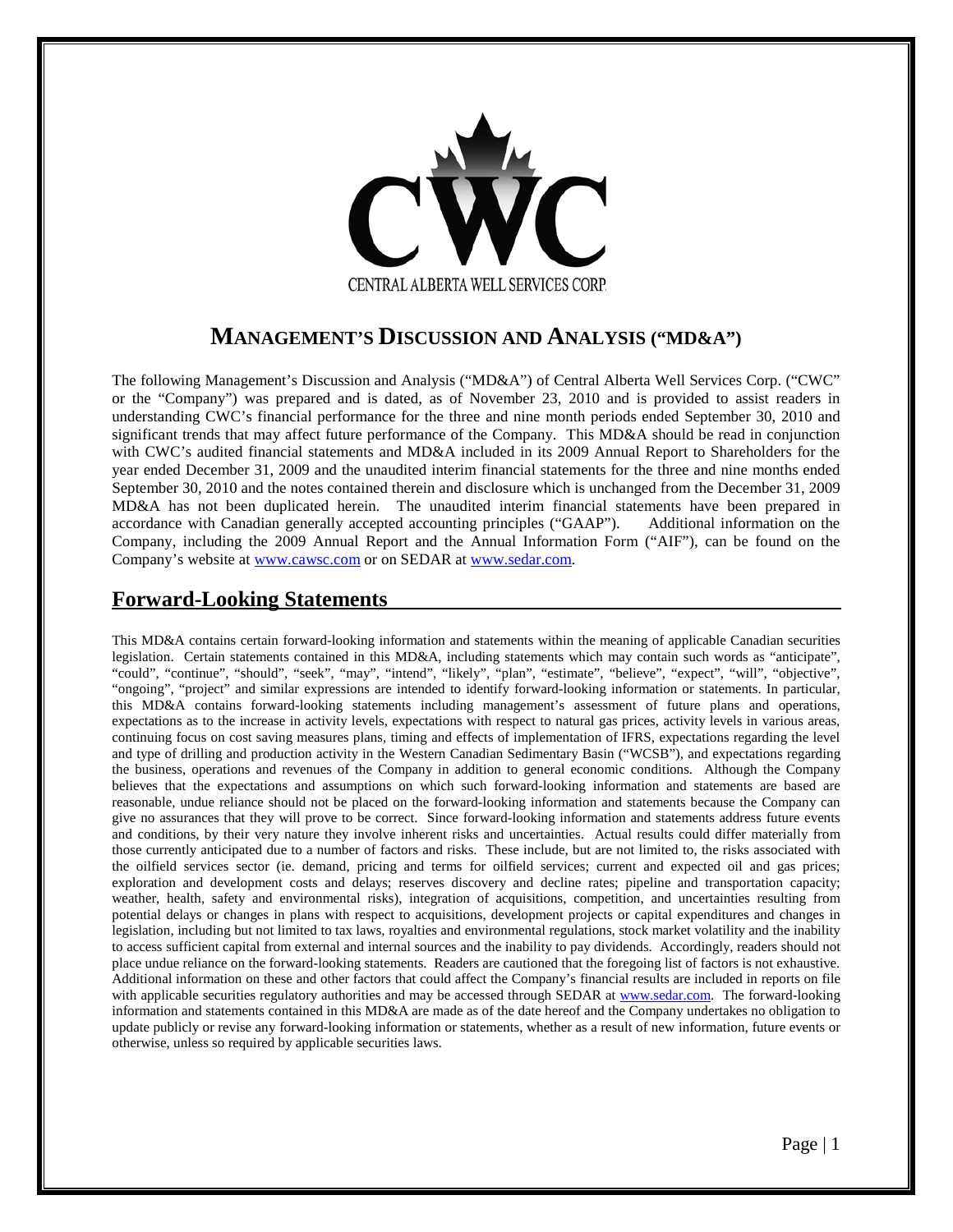CWC

CENTRAL ALBERTA WELL SERVICES CORP.

# MANAGEMENT'S DISCUSSION AND ANALYSIS ("MD&A")

The following Management's Discussion and Analysis ("MD&A") of Central Alberta Well Services Corp. ("CWC" or the "Company") was prepared and is dated, as of November 23, 2010 and is provided to assist readers in understanding CWC's financial performance for the three and nine month periods ended September 30, 2010 and significant trends that may affect future performance of the Company. This MD&A should be read in conjunction with CWC's audited financial statements and MD&A included in its 2009 Annual Report to Shareholders for the year ended December 31, 2009 and the unaudited interim financial statements for the three and nine months ended September 30, 2010 and the notes contained therein and disclosure which is unchanged from the December 31, 2009 MD&A has not been duplicated herein. The unaudited interim financial statements have been prepared in accordance with Canadian generally accepted accounting principles ("GAAP"). Additional information on the Company, including the 2009 Annual Report and the Annual Information Form ("AIF"), can be found on the Company's website at www.cawsc.com or on SEDAR at www.sedar.com.

## Forward-Looking Statements

This MD&A contains certain forward-looking information and statements within the meaning of applicable Canadian securities legislation. Certain statements contained in this MD&A, including statements which may contain such words as "anticipate", "could", "continue", "should", "seek", "may", "intend", "likely", "plan", "estimate", "believe", "expect", "will", "objective", "ongoing", "project" and similar expressions are intended to identify forward-looking information or statements. In particular, this MD&A contains forward-looking statements including management's assessment of future plans and operations, expectations as to the increase in activity levels, expectations with respect to natural gas prices, activity levels in various areas, continuing focus on cost saving measures plans, timing and effects of implementation of IFRS, expectations regarding the level and type of drilling and production activity in the Western Canadian Sedimentary Basin ("WCSB"), and expectations regarding the business, operations and revenues of the Company in addition to general economic conditions. Although the Company believes that the expectations and assumptions on which such forward-looking information and statements are based are reasonable, undue reliance should not be placed on the forward-looking information and statements because the Company can give no assurances that they will prove to be correct. Since forward-looking information and statements address future events and conditions, by their very nature they involve inherent risks and uncertainties. Actual results could differ materially from those currently anticipated due to a number of factors and risks. These include, but are not limited to, the risks associated with the oilfield services sector (ie. demand, pricing and terms for oilfield services; current and expected oil and gas prices; exploration and development costs and delays; reserves discovery and decline rates; pipeline and transportation capacity; weather, health, safety and environmental risks), integration of acquisitions, competition, and uncertainties resulting from potential delays or changes in plans with respect to acquisitions, development projects or capital expenditures and changes in legislation, including but not limited to tax laws, royalties and environmental regulations, stock market volatility and the inability to access sufficient capital from external and internal sources and the inability to pay dividends. Accordingly, readers should not place undue reliance on the forward-looking statements. Readers are cautioned that the foregoing list of factors is not exhaustive. Additional information on these and other factors that could affect the Company's financial results are included in reports on file with applicable securities regulatory authorities and may be accessed through SEDAR at www.sedar.com. The forward-looking information and statements contained in this MD&A are made as of the date hereof and the Company undertakes no obligation to update publicly or revise any forward-looking information or statements, whether as a result of new information, future events or otherwise, unless so required by applicable securities laws.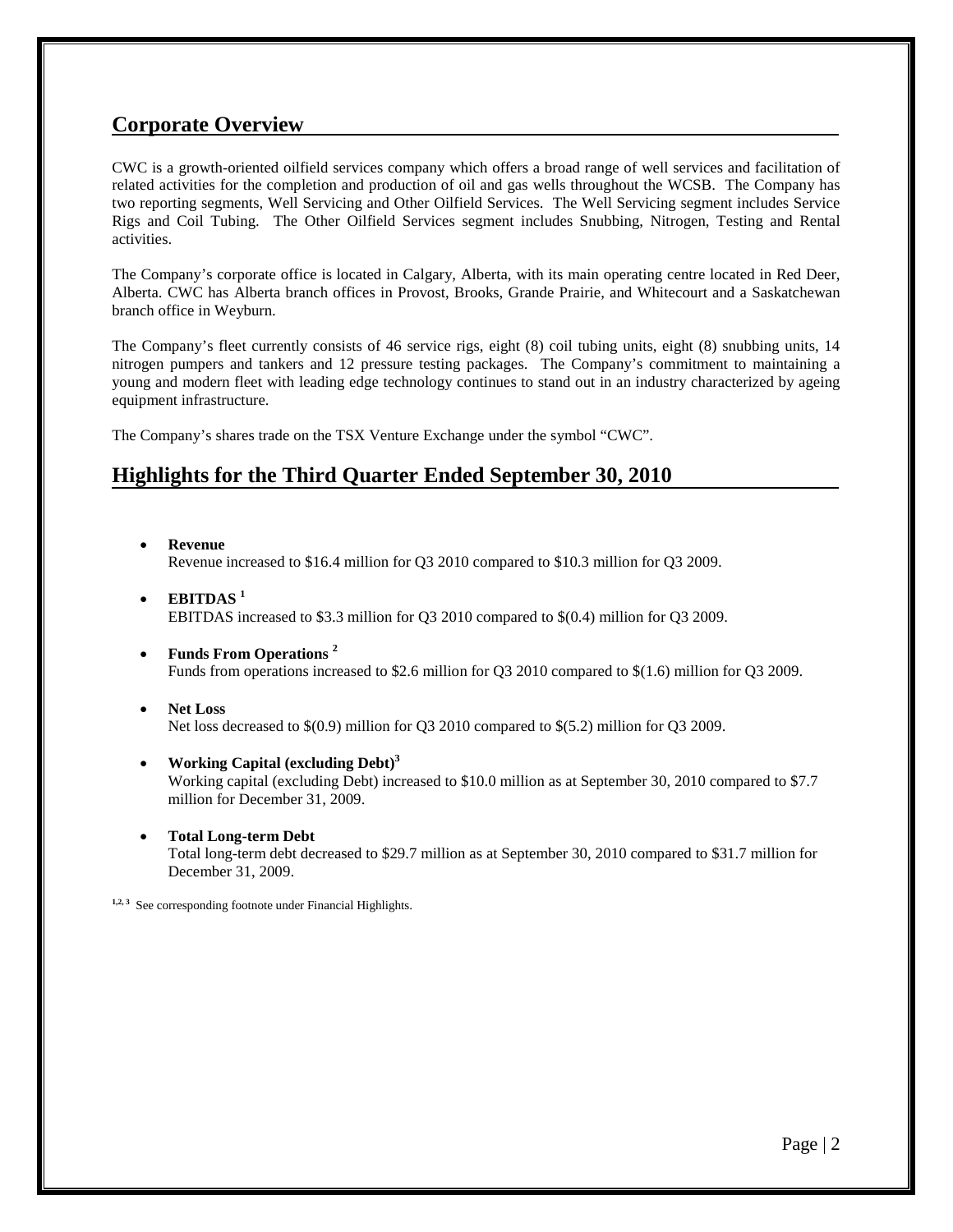## Corporate Overview

CWC is a growth-oriented oilfield services company which offers a broad range of well services and facilitation of related activities for the completion and production of oil and gas wells throughout the WCSB. The Company has two reporting segments, Well Servicing and Other Oilfield Services. The Well Servicing segment includes Service Rigs and Coil Tubing. The Other Oilfield Services segment includes Snubbing, Nitrogen, Testing and Rental activities.

The Company's corporate office is located in Calgary, Alberta, with its main operating centre located in Red Deer, Alberta. CWC has Alberta branch offices in Provost, Brooks, Grande Prairie, and Whitecourt and a Saskatchewan branch office in Weyburn.

The Company's fleet currently consists of 46 service rigs, eight (8) coil tubing units, eight (8) snubbing units, 14 nitrogen pumpers and tankers and 12 pressure testing packages. The Company's commitment to maintaining a young and modern fleet with leading edge technology continues to stand out in an industry characterized by ageing equipment infrastructure.

The Company's shares trade on the TSX Venture Exchange under the symbol "CWC".

## Highlights for the Third Quarter Ended September 30, 2010

- **Revenue**
  Revenue increased to $16.4 million for Q3 2010 compared to $10.3 million for Q3 2009.
- **EBITDAS [1]**
  EBITDAS increased to $3.3 million for Q3 2010 compared to $(0.4) million for Q3 2009.
- **Funds From Operations [2]**
  Funds from operations increased to $2.6 million for Q3 2010 compared to $(1.6) million for Q3 2009.
- **Net Loss**
  Net loss decreased to $(0.9) million for Q3 2010 compared to $(5.2) million for Q3 2009.
- **Working Capital (excluding Debt)[3]**
  Working capital (excluding Debt) increased to $10.0 million as at September 30, 2010 compared to $7.7 million for December 31, 2009.
- **Total Long-term Debt**
  Total long-term debt decreased to $29.7 million as at September 30, 2010 compared to $31.7 million for December 31, 2009.

[1,2, 3] See corresponding footnote under Financial Highlights.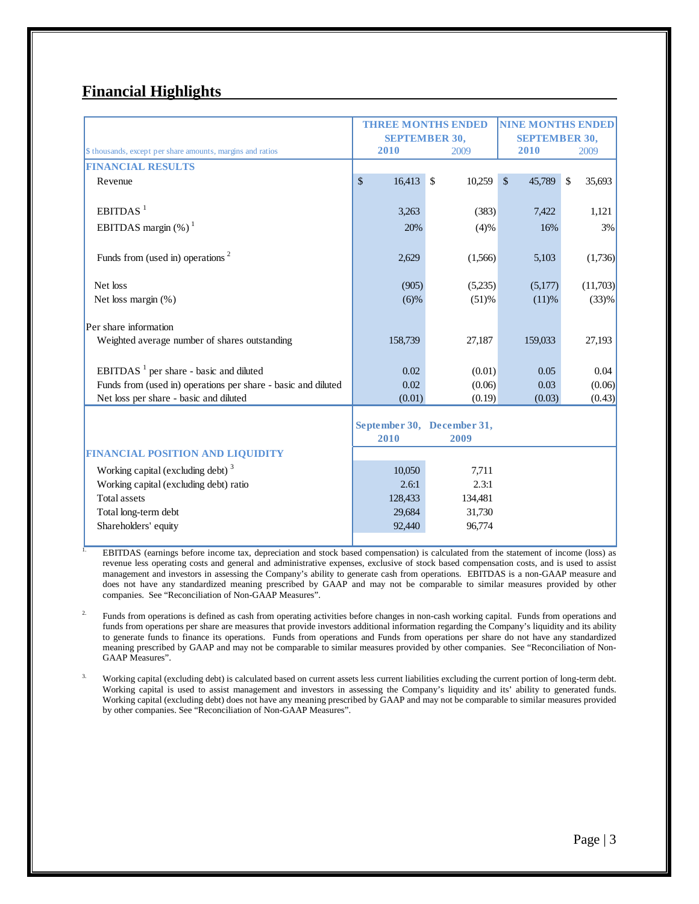## Financial Highlights

| $ thousands, except per share amounts, margins and ratios | THREE MONTHS ENDED SEPTEMBER 30, 2010 | 2009 | NINE MONTHS ENDED SEPTEMBER 30, 2010 | 2009 |
|---|---|---|---|---|
| **FINANCIAL RESULTS** | | | | |
| Revenue | $ 16,413 | $ 10,259 | $ 45,789 | $ 35,693 |
| EBITDAS [1] | 3,263 | (383) | 7,422 | 1,121 |
| EBITDAS margin (%) [1] | 20% | (4)% | 16% | 3% |
| Funds from (used in) operations [2] | 2,629 | (1,566) | 5,103 | (1,736) |
| Net loss | (905) | (5,235) | (5,177) | (11,703) |
| Net loss margin (%) | (6)% | (51)% | (11)% | (33)% |
| Per share information | | | | |
| Weighted average number of shares outstanding | 158,739 | 27,187 | 159,033 | 27,193 |
| EBITDAS [1] per share - basic and diluted | 0.02 | (0.01) | 0.05 | 0.04 |
| Funds from (used in) operations per share - basic and diluted | 0.02 | (0.06) | 0.03 | (0.06) |
| Net loss per share - basic and diluted | (0.01) | (0.19) | (0.03) | (0.43) |

| | September 30, 2010 | December 31, 2009 |
|---|---|---|
| **FINANCIAL POSITION AND LIQUIDITY** | | |
| Working capital (excluding debt) [3] | 10,050 | 7,711 |
| Working capital (excluding debt) ratio | 2.6:1 | 2.3:1 |
| Total assets | 128,433 | 134,481 |
| Total long-term debt | 29,684 | 31,730 |
| Shareholders' equity | 92,440 | 96,774 |

1. EBITDAS (earnings before income tax, depreciation and stock based compensation) is calculated from the statement of income (loss) as revenue less operating costs and general and administrative expenses, exclusive of stock based compensation costs, and is used to assist management and investors in assessing the Company's ability to generate cash from operations. EBITDAS is a non-GAAP measure and does not have any standardized meaning prescribed by GAAP and may not be comparable to similar measures provided by other companies. See "Reconciliation of Non-GAAP Measures".

2. Funds from operations is defined as cash from operating activities before changes in non-cash working capital. Funds from operations and funds from operations per share are measures that provide investors additional information regarding the Company's liquidity and its ability to generate funds to finance its operations. Funds from operations and Funds from operations per share do not have any standardized meaning prescribed by GAAP and may not be comparable to similar measures provided by other companies. See "Reconciliation of Non-GAAP Measures".

3. Working capital (excluding debt) is calculated based on current assets less current liabilities excluding the current portion of long-term debt. Working capital is used to assist management and investors in assessing the Company's liquidity and its' ability to generated funds. Working capital (excluding debt) does not have any meaning prescribed by GAAP and may not be comparable to similar measures provided by other companies. See "Reconciliation of Non-GAAP Measures".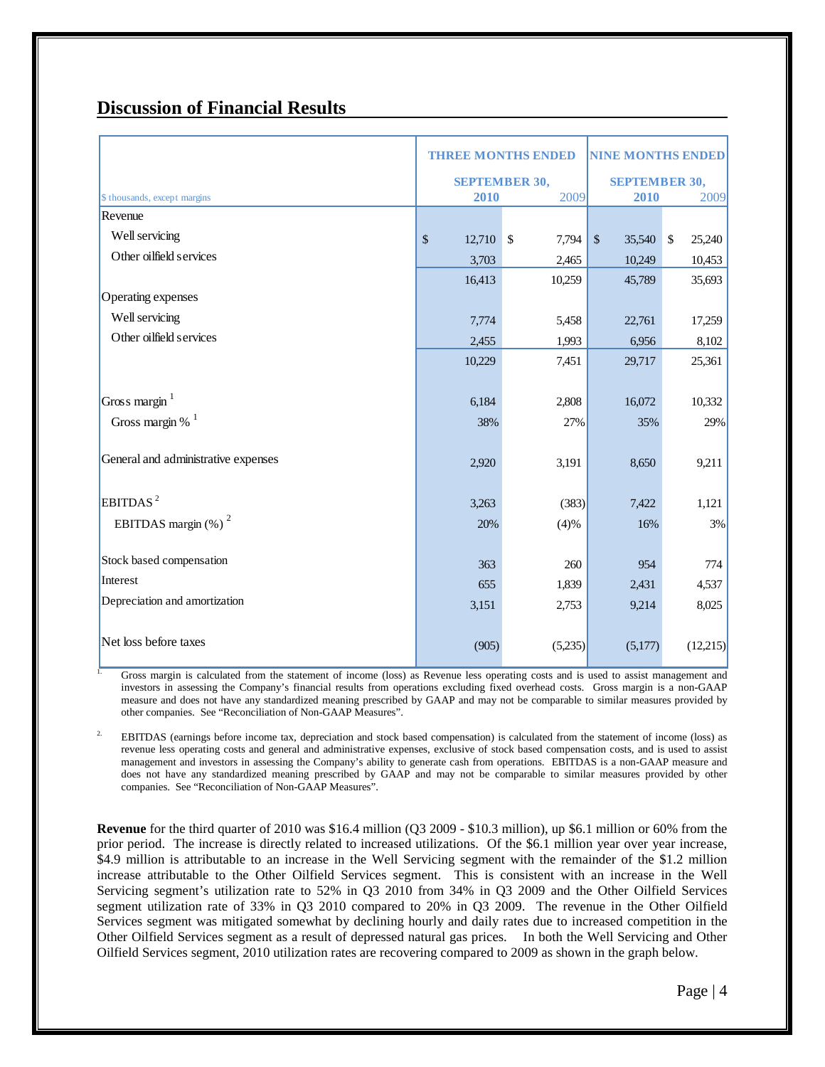## Discussion of Financial Results

| $ thousands, except margins | THREE MONTHS ENDED SEPTEMBER 30, 2010 | 2009 | NINE MONTHS ENDED SEPTEMBER 30, 2010 | 2009 |
|---|---|---|---|---|
| Revenue | | | | |
| Well servicing | $ 12,710 | $ 7,794 | $ 35,540 | $ 25,240 |
| Other oilfield services | 3,703 | 2,465 | 10,249 | 10,453 |
| | 16,413 | 10,259 | 45,789 | 35,693 |
| Operating expenses | | | | |
| Well servicing | 7,774 | 5,458 | 22,761 | 17,259 |
| Other oilfield services | 2,455 | 1,993 | 6,956 | 8,102 |
| | 10,229 | 7,451 | 29,717 | 25,361 |
| Gross margin [1] | 6,184 | 2,808 | 16,072 | 10,332 |
| Gross margin % [1] | 38% | 27% | 35% | 29% |
| General and administrative expenses | 2,920 | 3,191 | 8,650 | 9,211 |
| EBITDAS [2] | 3,263 | (383) | 7,422 | 1,121 |
| EBITDAS margin (%) [2] | 20% | (4)% | 16% | 3% |
| Stock based compensation | 363 | 260 | 954 | 774 |
| Interest | 655 | 1,839 | 2,431 | 4,537 |
| Depreciation and amortization | 3,151 | 2,753 | 9,214 | 8,025 |
| Net loss before taxes | (905) | (5,235) | (5,177) | (12,215) |

1. Gross margin is calculated from the statement of income (loss) as Revenue less operating costs and is used to assist management and investors in assessing the Company's financial results from operations excluding fixed overhead costs. Gross margin is a non-GAAP measure and does not have any standardized meaning prescribed by GAAP and may not be comparable to similar measures provided by other companies. See "Reconciliation of Non-GAAP Measures".

2. EBITDAS (earnings before income tax, depreciation and stock based compensation) is calculated from the statement of income (loss) as revenue less operating costs and general and administrative expenses, exclusive of stock based compensation costs, and is used to assist management and investors in assessing the Company's ability to generate cash from operations. EBITDAS is a non-GAAP measure and does not have any standardized meaning prescribed by GAAP and may not be comparable to similar measures provided by other companies. See "Reconciliation of Non-GAAP Measures".

**Revenue** for the third quarter of 2010 was $16.4 million (Q3 2009 - $10.3 million), up $6.1 million or 60% from the prior period. The increase is directly related to increased utilizations. Of the $6.1 million year over year increase, $4.9 million is attributable to an increase in the Well Servicing segment with the remainder of the $1.2 million increase attributable to the Other Oilfield Services segment. This is consistent with an increase in the Well Servicing segment's utilization rate to 52% in Q3 2010 from 34% in Q3 2009 and the Other Oilfield Services segment utilization rate of 33% in Q3 2010 compared to 20% in Q3 2009. The revenue in the Other Oilfield Services segment was mitigated somewhat by declining hourly and daily rates due to increased competition in the Other Oilfield Services segment as a result of depressed natural gas prices. In both the Well Servicing and Other Oilfield Services segment, 2010 utilization rates are recovering compared to 2009 as shown in the graph below.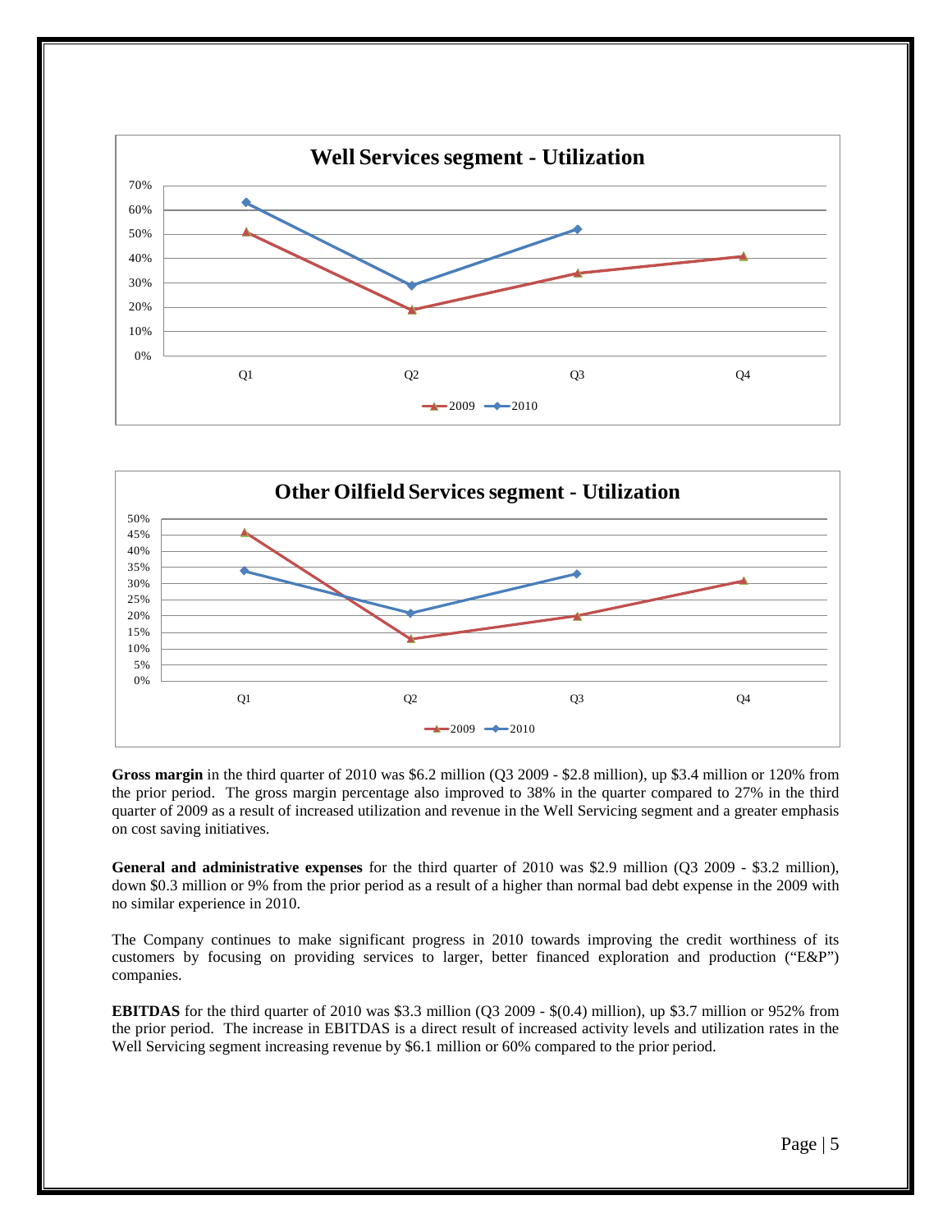**Well Services segment - Utilization**

**Other Oilfield Services segment - Utilization**

**Gross margin** in the third quarter of 2010 was $6.2 million (Q3 2009 - $2.8 million), up $3.4 million or 120% from the prior period. The gross margin percentage also improved to 38% in the quarter compared to 27% in the third quarter of 2009 as a result of increased utilization and revenue in the Well Servicing segment and a greater emphasis on cost saving initiatives.

**General and administrative expenses** for the third quarter of 2010 was $2.9 million (Q3 2009 - $3.2 million), down $0.3 million or 9% from the prior period as a result of a higher than normal bad debt expense in the 2009 with no similar experience in 2010.

The Company continues to make significant progress in 2010 towards improving the credit worthiness of its customers by focusing on providing services to larger, better financed exploration and production ("E&P") companies.

**EBITDAS** for the third quarter of 2010 was $3.3 million (Q3 2009 - $(0.4) million), up $3.7 million or 952% from the prior period. The increase in EBITDAS is a direct result of increased activity levels and utilization rates in the Well Servicing segment increasing revenue by $6.1 million or 60% compared to the prior period.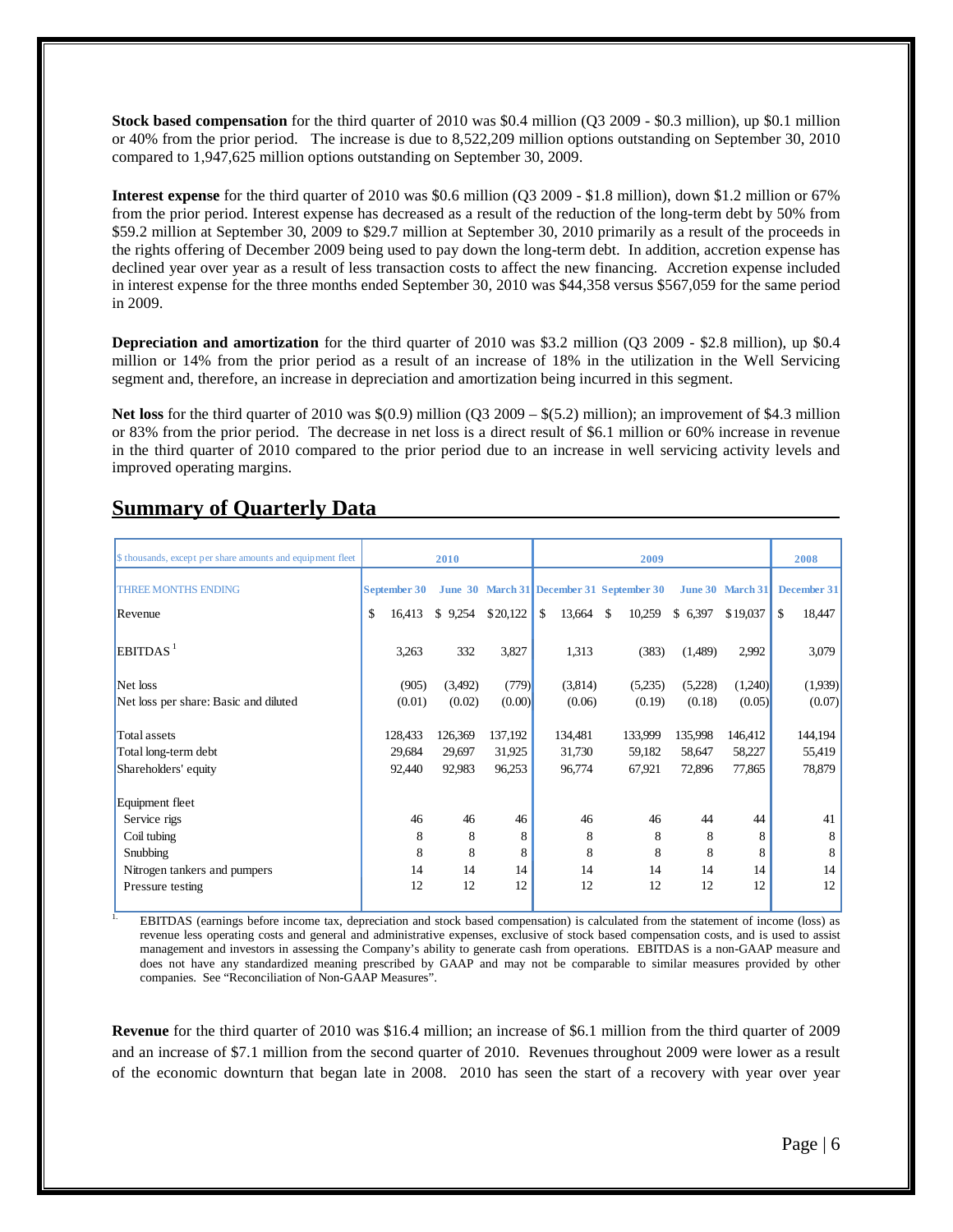**Stock based compensation** for the third quarter of 2010 was $0.4 million (Q3 2009 - $0.3 million), up $0.1 million or 40% from the prior period. The increase is due to 8,522,209 million options outstanding on September 30, 2010 compared to 1,947,625 million options outstanding on September 30, 2009.

**Interest expense** for the third quarter of 2010 was $0.6 million (Q3 2009 - $1.8 million), down $1.2 million or 67% from the prior period. Interest expense has decreased as a result of the reduction of the long-term debt by 50% from $59.2 million at September 30, 2009 to $29.7 million at September 30, 2010 primarily as a result of the proceeds in the rights offering of December 2009 being used to pay down the long-term debt. In addition, accretion expense has declined year over year as a result of less transaction costs to affect the new financing. Accretion expense included in interest expense for the three months ended September 30, 2010 was $44,358 versus $567,059 for the same period in 2009.

**Depreciation and amortization** for the third quarter of 2010 was $3.2 million (Q3 2009 - $2.8 million), up $0.4 million or 14% from the prior period as a result of an increase of 18% in the utilization in the Well Servicing segment and, therefore, an increase in depreciation and amortization being incurred in this segment.

**Net loss** for the third quarter of 2010 was $(0.9) million (Q3 2009 – $(5.2) million); an improvement of $4.3 million or 83% from the prior period. The decrease in net loss is a direct result of $6.1 million or 60% increase in revenue in the third quarter of 2010 compared to the prior period due to an increase in well servicing activity levels and improved operating margins.

## Summary of Quarterly Data

| $ thousands, except per share amounts and equipment fleet | 2010 | | | 2009 | | | | 2008 |
|---|---|---|---|---|---|---|---|---|
| THREE MONTHS ENDING | September 30 | June 30 | March 31 | December 31 | September 30 | June 30 | March 31 | December 31 |
| Revenue | $ 16,413 | $ 9,254 | $ 20,122 | $ 13,664 | $ 10,259 | $ 6,397 | $ 19,037 | $ 18,447 |
| EBITDAS [1] | 3,263 | 332 | 3,827 | 1,313 | (383) | (1,489) | 2,992 | 3,079 |
| Net loss | (905) | (3,492) | (779) | (3,814) | (5,235) | (5,228) | (1,240) | (1,939) |
| Net loss per share: Basic and diluted | (0.01) | (0.02) | (0.00) | (0.06) | (0.19) | (0.18) | (0.05) | (0.07) |
| Total assets | 128,433 | 126,369 | 137,192 | 134,481 | 133,999 | 135,998 | 146,412 | 144,194 |
| Total long-term debt | 29,684 | 29,697 | 31,925 | 31,730 | 59,182 | 58,647 | 58,227 | 55,419 |
| Shareholders' equity | 92,440 | 92,983 | 96,253 | 96,774 | 67,921 | 72,896 | 77,865 | 78,879 |
| Equipment fleet | | | | | | | | |
| Service rigs | 46 | 46 | 46 | 46 | 46 | 44 | 44 | 41 |
| Coil tubing | 8 | 8 | 8 | 8 | 8 | 8 | 8 | 8 |
| Snubbing | 8 | 8 | 8 | 8 | 8 | 8 | 8 | 8 |
| Nitrogen tankers and pumpers | 14 | 14 | 14 | 14 | 14 | 14 | 14 | 14 |
| Pressure testing | 12 | 12 | 12 | 12 | 12 | 12 | 12 | 12 |

1. EBITDAS (earnings before income tax, depreciation and stock based compensation) is calculated from the statement of income (loss) as revenue less operating costs and general and administrative expenses, exclusive of stock based compensation costs, and is used to assist management and investors in assessing the Company's ability to generate cash from operations. EBITDAS is a non-GAAP measure and does not have any standardized meaning prescribed by GAAP and may not be comparable to similar measures provided by other companies. See "Reconciliation of Non-GAAP Measures".

**Revenue** for the third quarter of 2010 was $16.4 million; an increase of $6.1 million from the third quarter of 2009 and an increase of $7.1 million from the second quarter of 2010. Revenues throughout 2009 were lower as a result of the economic downturn that began late in 2008. 2010 has seen the start of a recovery with year over year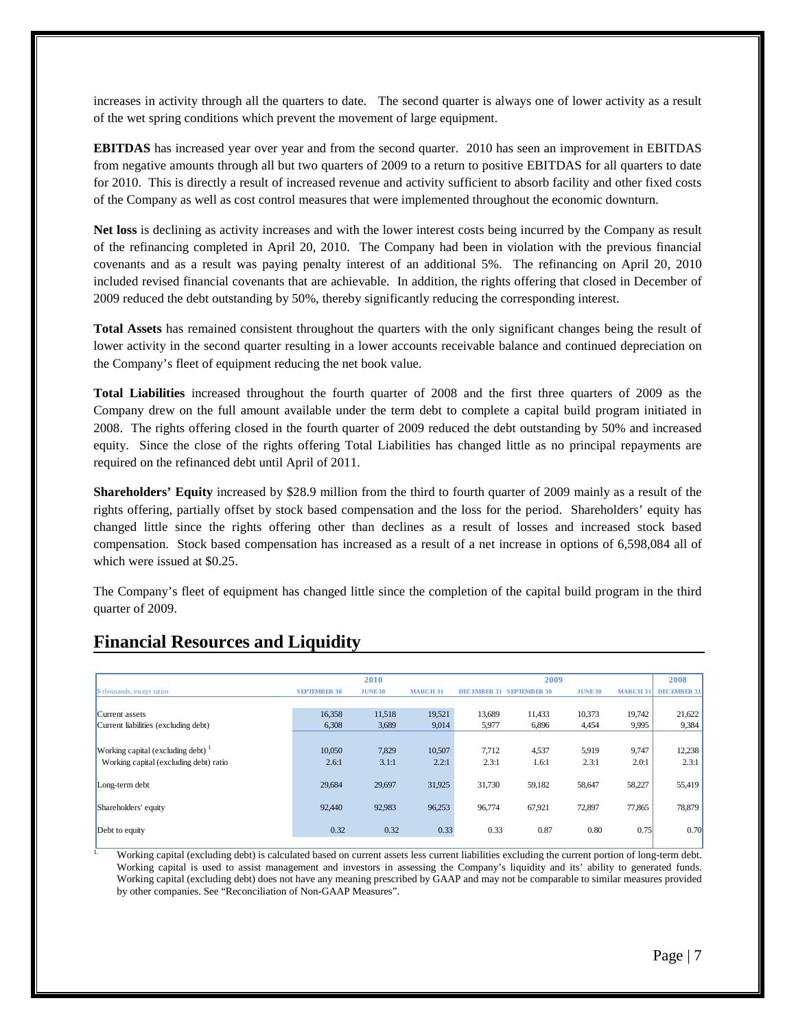increases in activity through all the quarters to date. The second quarter is always one of lower activity as a result of the wet spring conditions which prevent the movement of large equipment.

**EBITDAS** has increased year over year and from the second quarter. 2010 has seen an improvement in EBITDAS from negative amounts through all but two quarters of 2009 to a return to positive EBITDAS for all quarters to date for 2010. This is directly a result of increased revenue and activity sufficient to absorb facility and other fixed costs of the Company as well as cost control measures that were implemented throughout the economic downturn.

**Net loss** is declining as activity increases and with the lower interest costs being incurred by the Company as result of the refinancing completed in April 20, 2010. The Company had been in violation with the previous financial covenants and as a result was paying penalty interest of an additional 5%. The refinancing on April 20, 2010 included revised financial covenants that are achievable. In addition, the rights offering that closed in December of 2009 reduced the debt outstanding by 50%, thereby significantly reducing the corresponding interest.

**Total Assets** has remained consistent throughout the quarters with the only significant changes being the result of lower activity in the second quarter resulting in a lower accounts receivable balance and continued depreciation on the Company's fleet of equipment reducing the net book value.

**Total Liabilities** increased throughout the fourth quarter of 2008 and the first three quarters of 2009 as the Company drew on the full amount available under the term debt to complete a capital build program initiated in 2008. The rights offering closed in the fourth quarter of 2009 reduced the debt outstanding by 50% and increased equity. Since the close of the rights offering Total Liabilities has changed little as no principal repayments are required on the refinanced debt until April of 2011.

**Shareholders' Equity** increased by $28.9 million from the third to fourth quarter of 2009 mainly as a result of the rights offering, partially offset by stock based compensation and the loss for the period. Shareholders' equity has changed little since the rights offering other than declines as a result of losses and increased stock based compensation. Stock based compensation has increased as a result of a net increase in options of 6,598,084 all of which were issued at $0.25.

The Company's fleet of equipment has changed little since the completion of the capital build program in the third quarter of 2009.

## Financial Resources and Liquidity

| | 2010 | | | 2009 | | | | 2008 |
|---|---|---|---|---|---|---|---|---|
| $ thousands, except ratios | SEPTEMBER 30 | JUNE 30 | MARCH 31 | DECEMBER 31 | SEPTEMBER 30 | JUNE 30 | MARCH 31 | DECEMBER 31 |
| Current assets | 16,358 | 11,518 | 19,521 | 13,689 | 11,433 | 10,373 | 19,742 | 21,622 |
| Current liabilities (excluding debt) | 6,308 | 3,689 | 9,014 | 5,977 | 6,896 | 4,454 | 9,995 | 9,384 |
| Working capital (excluding debt) [1] | 10,050 | 7,829 | 10,507 | 7,712 | 4,537 | 5,919 | 9,747 | 12,238 |
| Working capital (excluding debt) ratio | 2.6:1 | 3.1:1 | 2.2:1 | 2.3:1 | 1.6:1 | 2.3:1 | 2.0:1 | 2.3:1 |
| Long-term debt | 29,684 | 29,697 | 31,925 | 31,730 | 59,182 | 58,647 | 58,227 | 55,419 |
| Shareholders' equity | 92,440 | 92,983 | 96,253 | 96,774 | 67,921 | 72,897 | 77,865 | 78,879 |
| Debt to equity | 0.32 | 0.32 | 0.33 | 0.33 | 0.87 | 0.80 | 0.75 | 0.70 |

1. Working capital (excluding debt) is calculated based on current assets less current liabilities excluding the current portion of long-term debt. Working capital is used to assist management and investors in assessing the Company's liquidity and its' ability to generated funds. Working capital (excluding debt) does not have any meaning prescribed by GAAP and may not be comparable to similar measures provided by other companies. See "Reconciliation of Non-GAAP Measures".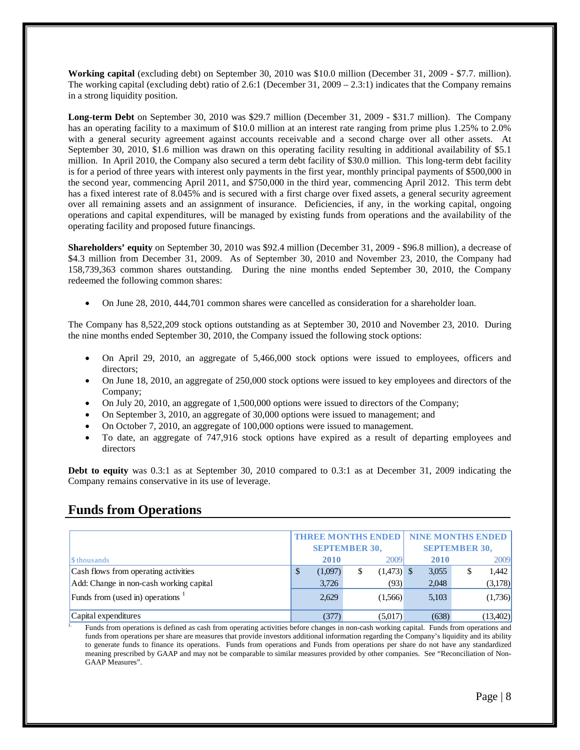**Working capital** (excluding debt) on September 30, 2010 was $10.0 million (December 31, 2009 - $7.7. million). The working capital (excluding debt) ratio of 2.6:1 (December 31, 2009 – 2.3:1) indicates that the Company remains in a strong liquidity position.

**Long-term Debt** on September 30, 2010 was $29.7 million (December 31, 2009 - $31.7 million). The Company has an operating facility to a maximum of $10.0 million at an interest rate ranging from prime plus 1.25% to 2.0% with a general security agreement against accounts receivable and a second charge over all other assets. At September 30, 2010, $1.6 million was drawn on this operating facility resulting in additional availability of $5.1 million. In April 2010, the Company also secured a term debt facility of $30.0 million. This long-term debt facility is for a period of three years with interest only payments in the first year, monthly principal payments of $500,000 in the second year, commencing April 2011, and $750,000 in the third year, commencing April 2012. This term debt has a fixed interest rate of 8.045% and is secured with a first charge over fixed assets, a general security agreement over all remaining assets and an assignment of insurance. Deficiencies, if any, in the working capital, ongoing operations and capital expenditures, will be managed by existing funds from operations and the availability of the operating facility and proposed future financings.

**Shareholders' equity** on September 30, 2010 was $92.4 million (December 31, 2009 - $96.8 million), a decrease of $4.3 million from December 31, 2009. As of September 30, 2010 and November 23, 2010, the Company had 158,739,363 common shares outstanding. During the nine months ended September 30, 2010, the Company redeemed the following common shares:

- On June 28, 2010, 444,701 common shares were cancelled as consideration for a shareholder loan.

The Company has 8,522,209 stock options outstanding as at September 30, 2010 and November 23, 2010. During the nine months ended September 30, 2010, the Company issued the following stock options:

- On April 29, 2010, an aggregate of 5,466,000 stock options were issued to employees, officers and directors;
- On June 18, 2010, an aggregate of 250,000 stock options were issued to key employees and directors of the Company;
- On July 20, 2010, an aggregate of 1,500,000 options were issued to directors of the Company;
- On September 3, 2010, an aggregate of 30,000 options were issued to management; and
- On October 7, 2010, an aggregate of 100,000 options were issued to management.
- To date, an aggregate of 747,916 stock options have expired as a result of departing employees and directors

**Debt to equity** was 0.3:1 as at September 30, 2010 compared to 0.3:1 as at December 31, 2009 indicating the Company remains conservative in its use of leverage.

## Funds from Operations

| | THREE MONTHS ENDED SEPTEMBER 30, | | NINE MONTHS ENDED SEPTEMBER 30, | |
|---|---|---|---|---|
| $ thousands | 2010 | 2009 | 2010 | 2009 |
| Cash flows from operating activities | $ (1,097) | $ (1,473) | $ 3,055 | $ 1,442 |
| Add: Change in non-cash working capital | 3,726 | (93) | 2,048 | (3,178) |
| Funds from (used in) operations [1] | 2,629 | (1,566) | 5,103 | (1,736) |
| Capital expenditures | (377) | (5,017) | (638) | (13,402) |

1. Funds from operations is defined as cash from operating activities before changes in non-cash working capital. Funds from operations and funds from operations per share are measures that provide investors additional information regarding the Company's liquidity and its ability to generate funds to finance its operations. Funds from operations and Funds from operations per share do not have any standardized meaning prescribed by GAAP and may not be comparable to similar measures provided by other companies. See "Reconciliation of Non-GAAP Measures".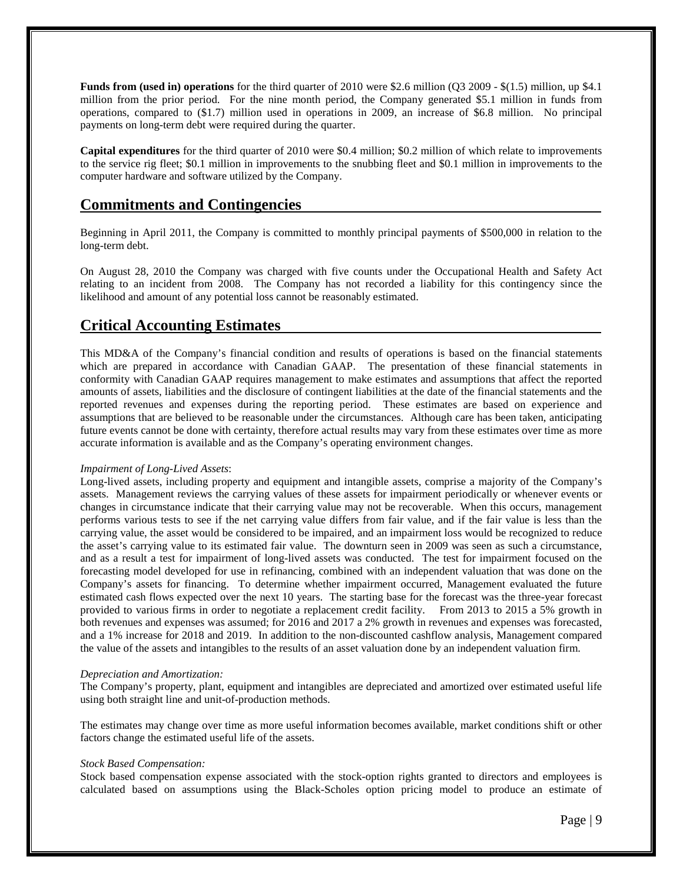**Funds from (used in) operations** for the third quarter of 2010 were $2.6 million (Q3 2009 - $(1.5) million, up $4.1 million from the prior period. For the nine month period, the Company generated $5.1 million in funds from operations, compared to ($1.7) million used in operations in 2009, an increase of $6.8 million. No principal payments on long-term debt were required during the quarter.

**Capital expenditures** for the third quarter of 2010 were $0.4 million; $0.2 million of which relate to improvements to the service rig fleet; $0.1 million in improvements to the snubbing fleet and $0.1 million in improvements to the computer hardware and software utilized by the Company.

## Commitments and Contingencies

Beginning in April 2011, the Company is committed to monthly principal payments of $500,000 in relation to the long-term debt.

On August 28, 2010 the Company was charged with five counts under the Occupational Health and Safety Act relating to an incident from 2008. The Company has not recorded a liability for this contingency since the likelihood and amount of any potential loss cannot be reasonably estimated.

## Critical Accounting Estimates

This MD&A of the Company's financial condition and results of operations is based on the financial statements which are prepared in accordance with Canadian GAAP. The presentation of these financial statements in conformity with Canadian GAAP requires management to make estimates and assumptions that affect the reported amounts of assets, liabilities and the disclosure of contingent liabilities at the date of the financial statements and the reported revenues and expenses during the reporting period. These estimates are based on experience and assumptions that are believed to be reasonable under the circumstances. Although care has been taken, anticipating future events cannot be done with certainty, therefore actual results may vary from these estimates over time as more accurate information is available and as the Company's operating environment changes.

*Impairment of Long-Lived Assets*:

Long-lived assets, including property and equipment and intangible assets, comprise a majority of the Company's assets. Management reviews the carrying values of these assets for impairment periodically or whenever events or changes in circumstance indicate that their carrying value may not be recoverable. When this occurs, management performs various tests to see if the net carrying value differs from fair value, and if the fair value is less than the carrying value, the asset would be considered to be impaired, and an impairment loss would be recognized to reduce the asset's carrying value to its estimated fair value. The downturn seen in 2009 was seen as such a circumstance, and as a result a test for impairment of long-lived assets was conducted. The test for impairment focused on the forecasting model developed for use in refinancing, combined with an independent valuation that was done on the Company's assets for financing. To determine whether impairment occurred, Management evaluated the future estimated cash flows expected over the next 10 years. The starting base for the forecast was the three-year forecast provided to various firms in order to negotiate a replacement credit facility. From 2013 to 2015 a 5% growth in both revenues and expenses was assumed; for 2016 and 2017 a 2% growth in revenues and expenses was forecasted, and a 1% increase for 2018 and 2019. In addition to the non-discounted cashflow analysis, Management compared the value of the assets and intangibles to the results of an asset valuation done by an independent valuation firm.

*Depreciation and Amortization:*

The Company's property, plant, equipment and intangibles are depreciated and amortized over estimated useful life using both straight line and unit-of-production methods.

The estimates may change over time as more useful information becomes available, market conditions shift or other factors change the estimated useful life of the assets.

*Stock Based Compensation:*

Stock based compensation expense associated with the stock-option rights granted to directors and employees is calculated based on assumptions using the Black-Scholes option pricing model to produce an estimate of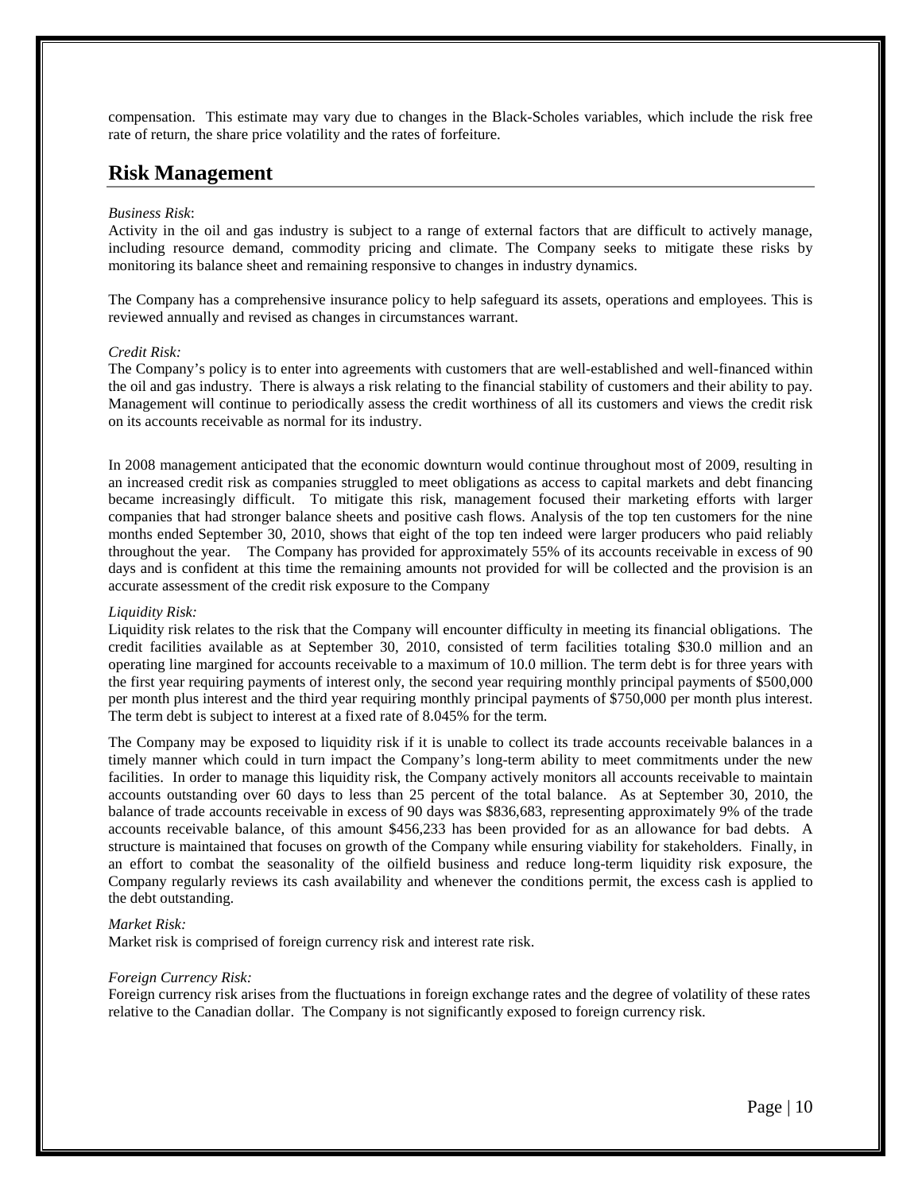compensation. This estimate may vary due to changes in the Black-Scholes variables, which include the risk free rate of return, the share price volatility and the rates of forfeiture.

## Risk Management

*Business Risk*:

Activity in the oil and gas industry is subject to a range of external factors that are difficult to actively manage, including resource demand, commodity pricing and climate. The Company seeks to mitigate these risks by monitoring its balance sheet and remaining responsive to changes in industry dynamics.

The Company has a comprehensive insurance policy to help safeguard its assets, operations and employees. This is reviewed annually and revised as changes in circumstances warrant.

*Credit Risk:*

The Company's policy is to enter into agreements with customers that are well-established and well-financed within the oil and gas industry. There is always a risk relating to the financial stability of customers and their ability to pay. Management will continue to periodically assess the credit worthiness of all its customers and views the credit risk on its accounts receivable as normal for its industry.

In 2008 management anticipated that the economic downturn would continue throughout most of 2009, resulting in an increased credit risk as companies struggled to meet obligations as access to capital markets and debt financing became increasingly difficult. To mitigate this risk, management focused their marketing efforts with larger companies that had stronger balance sheets and positive cash flows. Analysis of the top ten customers for the nine months ended September 30, 2010, shows that eight of the top ten indeed were larger producers who paid reliably throughout the year. The Company has provided for approximately 55% of its accounts receivable in excess of 90 days and is confident at this time the remaining amounts not provided for will be collected and the provision is an accurate assessment of the credit risk exposure to the Company

*Liquidity Risk:*

Liquidity risk relates to the risk that the Company will encounter difficulty in meeting its financial obligations. The credit facilities available as at September 30, 2010, consisted of term facilities totaling $30.0 million and an operating line margined for accounts receivable to a maximum of 10.0 million. The term debt is for three years with the first year requiring payments of interest only, the second year requiring monthly principal payments of $500,000 per month plus interest and the third year requiring monthly principal payments of $750,000 per month plus interest. The term debt is subject to interest at a fixed rate of 8.045% for the term.

The Company may be exposed to liquidity risk if it is unable to collect its trade accounts receivable balances in a timely manner which could in turn impact the Company's long-term ability to meet commitments under the new facilities. In order to manage this liquidity risk, the Company actively monitors all accounts receivable to maintain accounts outstanding over 60 days to less than 25 percent of the total balance. As at September 30, 2010, the balance of trade accounts receivable in excess of 90 days was $836,683, representing approximately 9% of the trade accounts receivable balance, of this amount $456,233 has been provided for as an allowance for bad debts. A structure is maintained that focuses on growth of the Company while ensuring viability for stakeholders. Finally, in an effort to combat the seasonality of the oilfield business and reduce long-term liquidity risk exposure, the Company regularly reviews its cash availability and whenever the conditions permit, the excess cash is applied to the debt outstanding.

*Market Risk:*

Market risk is comprised of foreign currency risk and interest rate risk.

*Foreign Currency Risk:*

Foreign currency risk arises from the fluctuations in foreign exchange rates and the degree of volatility of these rates relative to the Canadian dollar. The Company is not significantly exposed to foreign currency risk.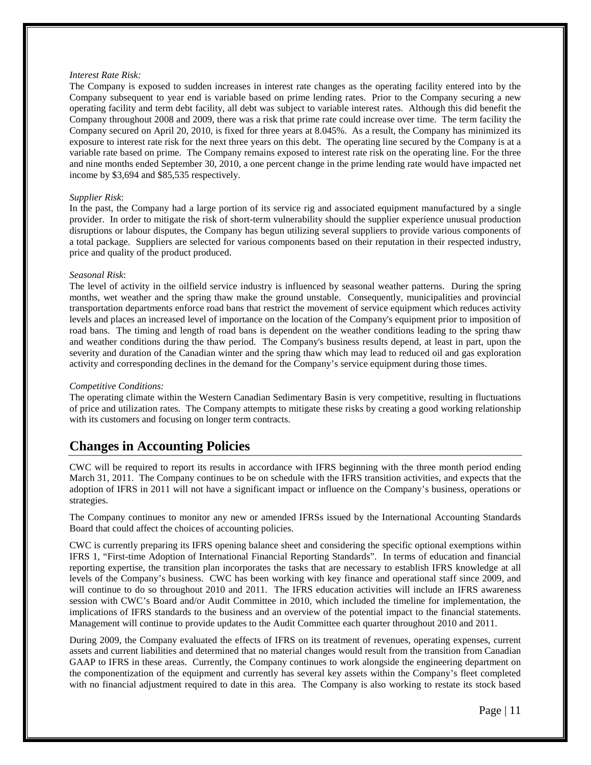*Interest Rate Risk:*

The Company is exposed to sudden increases in interest rate changes as the operating facility entered into by the Company subsequent to year end is variable based on prime lending rates. Prior to the Company securing a new operating facility and term debt facility, all debt was subject to variable interest rates. Although this did benefit the Company throughout 2008 and 2009, there was a risk that prime rate could increase over time. The term facility the Company secured on April 20, 2010, is fixed for three years at 8.045%. As a result, the Company has minimized its exposure to interest rate risk for the next three years on this debt. The operating line secured by the Company is at a variable rate based on prime. The Company remains exposed to interest rate risk on the operating line. For the three and nine months ended September 30, 2010, a one percent change in the prime lending rate would have impacted net income by $3,694 and $85,535 respectively.

*Supplier Risk*:

In the past, the Company had a large portion of its service rig and associated equipment manufactured by a single provider. In order to mitigate the risk of short-term vulnerability should the supplier experience unusual production disruptions or labour disputes, the Company has begun utilizing several suppliers to provide various components of a total package. Suppliers are selected for various components based on their reputation in their respected industry, price and quality of the product produced.

*Seasonal Risk*:

The level of activity in the oilfield service industry is influenced by seasonal weather patterns. During the spring months, wet weather and the spring thaw make the ground unstable. Consequently, municipalities and provincial transportation departments enforce road bans that restrict the movement of service equipment which reduces activity levels and places an increased level of importance on the location of the Company's equipment prior to imposition of road bans. The timing and length of road bans is dependent on the weather conditions leading to the spring thaw and weather conditions during the thaw period. The Company's business results depend, at least in part, upon the severity and duration of the Canadian winter and the spring thaw which may lead to reduced oil and gas exploration activity and corresponding declines in the demand for the Company's service equipment during those times.

*Competitive Conditions:*

The operating climate within the Western Canadian Sedimentary Basin is very competitive, resulting in fluctuations of price and utilization rates. The Company attempts to mitigate these risks by creating a good working relationship with its customers and focusing on longer term contracts.

## Changes in Accounting Policies

CWC will be required to report its results in accordance with IFRS beginning with the three month period ending March 31, 2011. The Company continues to be on schedule with the IFRS transition activities, and expects that the adoption of IFRS in 2011 will not have a significant impact or influence on the Company's business, operations or strategies.

The Company continues to monitor any new or amended IFRSs issued by the International Accounting Standards Board that could affect the choices of accounting policies.

CWC is currently preparing its IFRS opening balance sheet and considering the specific optional exemptions within IFRS 1, "First-time Adoption of International Financial Reporting Standards". In terms of education and financial reporting expertise, the transition plan incorporates the tasks that are necessary to establish IFRS knowledge at all levels of the Company's business. CWC has been working with key finance and operational staff since 2009, and will continue to do so throughout 2010 and 2011. The IFRS education activities will include an IFRS awareness session with CWC's Board and/or Audit Committee in 2010, which included the timeline for implementation, the implications of IFRS standards to the business and an overview of the potential impact to the financial statements. Management will continue to provide updates to the Audit Committee each quarter throughout 2010 and 2011.

During 2009, the Company evaluated the effects of IFRS on its treatment of revenues, operating expenses, current assets and current liabilities and determined that no material changes would result from the transition from Canadian GAAP to IFRS in these areas. Currently, the Company continues to work alongside the engineering department on the componentization of the equipment and currently has several key assets within the Company's fleet completed with no financial adjustment required to date in this area. The Company is also working to restate its stock based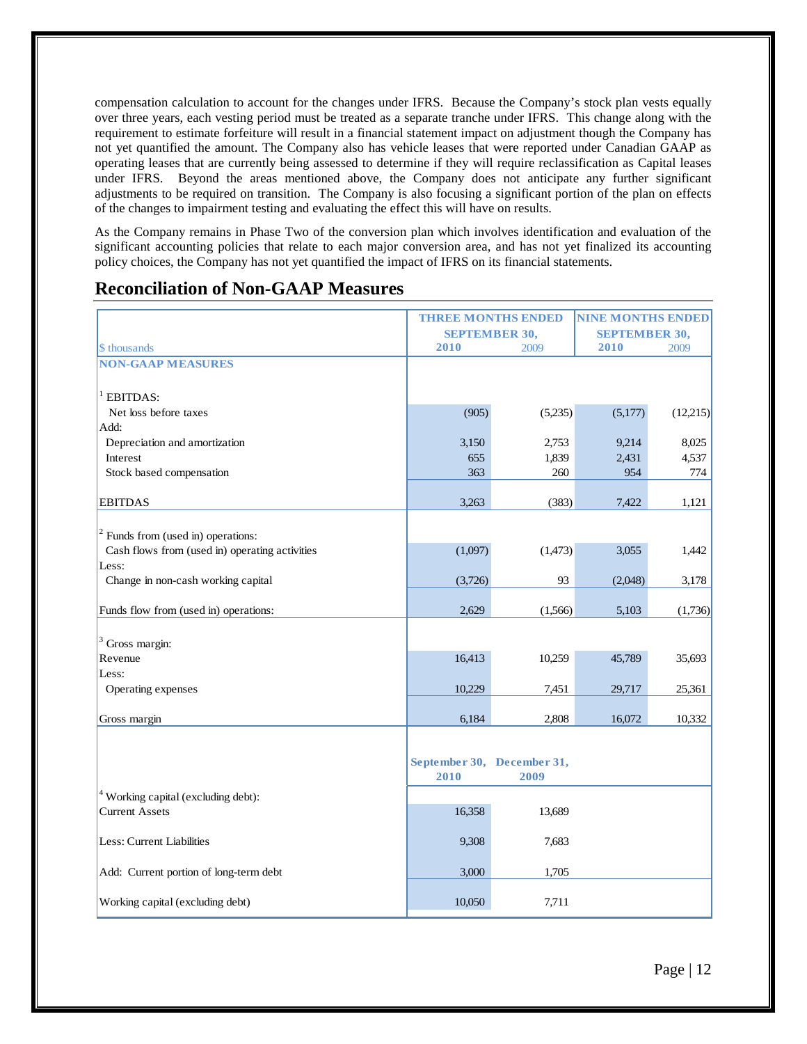compensation calculation to account for the changes under IFRS. Because the Company's stock plan vests equally over three years, each vesting period must be treated as a separate tranche under IFRS. This change along with the requirement to estimate forfeiture will result in a financial statement impact on adjustment though the Company has not yet quantified the amount. The Company also has vehicle leases that were reported under Canadian GAAP as operating leases that are currently being assessed to determine if they will require reclassification as Capital leases under IFRS. Beyond the areas mentioned above, the Company does not anticipate any further significant adjustments to be required on transition. The Company is also focusing a significant portion of the plan on effects of the changes to impairment testing and evaluating the effect this will have on results.

As the Company remains in Phase Two of the conversion plan which involves identification and evaluation of the significant accounting policies that relate to each major conversion area, and has not yet finalized its accounting policy choices, the Company has not yet quantified the impact of IFRS on its financial statements.

## Reconciliation of Non-GAAP Measures

| | THREE MONTHS ENDED SEPTEMBER 30, | | NINE MONTHS ENDED SEPTEMBER 30, | |
|---|---|---|---|---|
| $ thousands | 2010 | 2009 | 2010 | 2009 |
| **NON-GAAP MEASURES** | | | | |
| [1] EBITDAS: | | | | |
| Net loss before taxes | (905) | (5,235) | (5,177) | (12,215) |
| Add: | | | | |
| Depreciation and amortization | 3,150 | 2,753 | 9,214 | 8,025 |
| Interest | 655 | 1,839 | 2,431 | 4,537 |
| Stock based compensation | 363 | 260 | 954 | 774 |
| EBITDAS | 3,263 | (383) | 7,422 | 1,121 |
| [2] Funds from (used in) operations: | | | | |
| Cash flows from (used in) operating activities | (1,097) | (1,473) | 3,055 | 1,442 |
| Less: | | | | |
| Change in non-cash working capital | (3,726) | 93 | (2,048) | 3,178 |
| Funds flow from (used in) operations: | 2,629 | (1,566) | 5,103 | (1,736) |
| [3] Gross margin: | | | | |
| Revenue | 16,413 | 10,259 | 45,789 | 35,693 |
| Less: | | | | |
| Operating expenses | 10,229 | 7,451 | 29,717 | 25,361 |
| Gross margin | 6,184 | 2,808 | 16,072 | 10,332 |

| | September 30, 2010 | December 31, 2009 |
|---|---|---|
| [4] Working capital (excluding debt): | | |
| Current Assets | 16,358 | 13,689 |
| Less: Current Liabilities | 9,308 | 7,683 |
| Add: Current portion of long-term debt | 3,000 | 1,705 |
| Working capital (excluding debt) | 10,050 | 7,711 |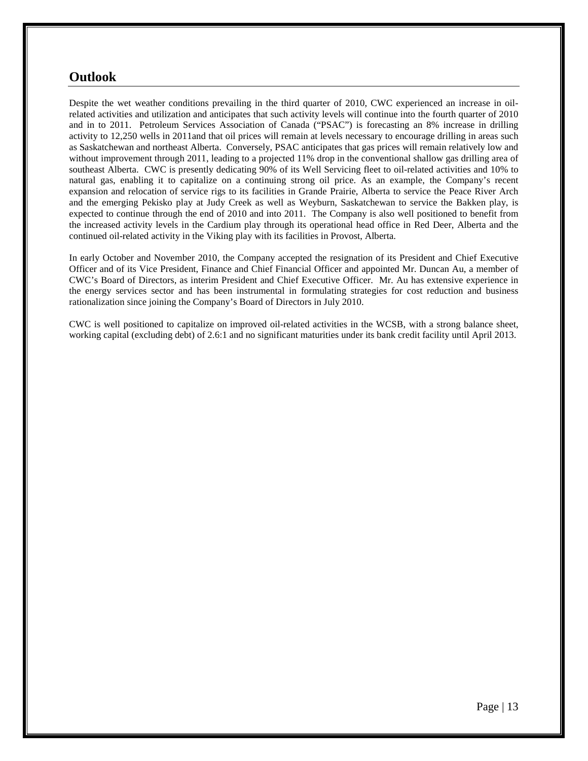## Outlook

Despite the wet weather conditions prevailing in the third quarter of 2010, CWC experienced an increase in oil-related activities and utilization and anticipates that such activity levels will continue into the fourth quarter of 2010 and in to 2011. Petroleum Services Association of Canada ("PSAC") is forecasting an 8% increase in drilling activity to 12,250 wells in 2011and that oil prices will remain at levels necessary to encourage drilling in areas such as Saskatchewan and northeast Alberta. Conversely, PSAC anticipates that gas prices will remain relatively low and without improvement through 2011, leading to a projected 11% drop in the conventional shallow gas drilling area of southeast Alberta. CWC is presently dedicating 90% of its Well Servicing fleet to oil-related activities and 10% to natural gas, enabling it to capitalize on a continuing strong oil price. As an example, the Company's recent expansion and relocation of service rigs to its facilities in Grande Prairie, Alberta to service the Peace River Arch and the emerging Pekisko play at Judy Creek as well as Weyburn, Saskatchewan to service the Bakken play, is expected to continue through the end of 2010 and into 2011. The Company is also well positioned to benefit from the increased activity levels in the Cardium play through its operational head office in Red Deer, Alberta and the continued oil-related activity in the Viking play with its facilities in Provost, Alberta.

In early October and November 2010, the Company accepted the resignation of its President and Chief Executive Officer and of its Vice President, Finance and Chief Financial Officer and appointed Mr. Duncan Au, a member of CWC's Board of Directors, as interim President and Chief Executive Officer. Mr. Au has extensive experience in the energy services sector and has been instrumental in formulating strategies for cost reduction and business rationalization since joining the Company's Board of Directors in July 2010.

CWC is well positioned to capitalize on improved oil-related activities in the WCSB, with a strong balance sheet, working capital (excluding debt) of 2.6:1 and no significant maturities under its bank credit facility until April 2013.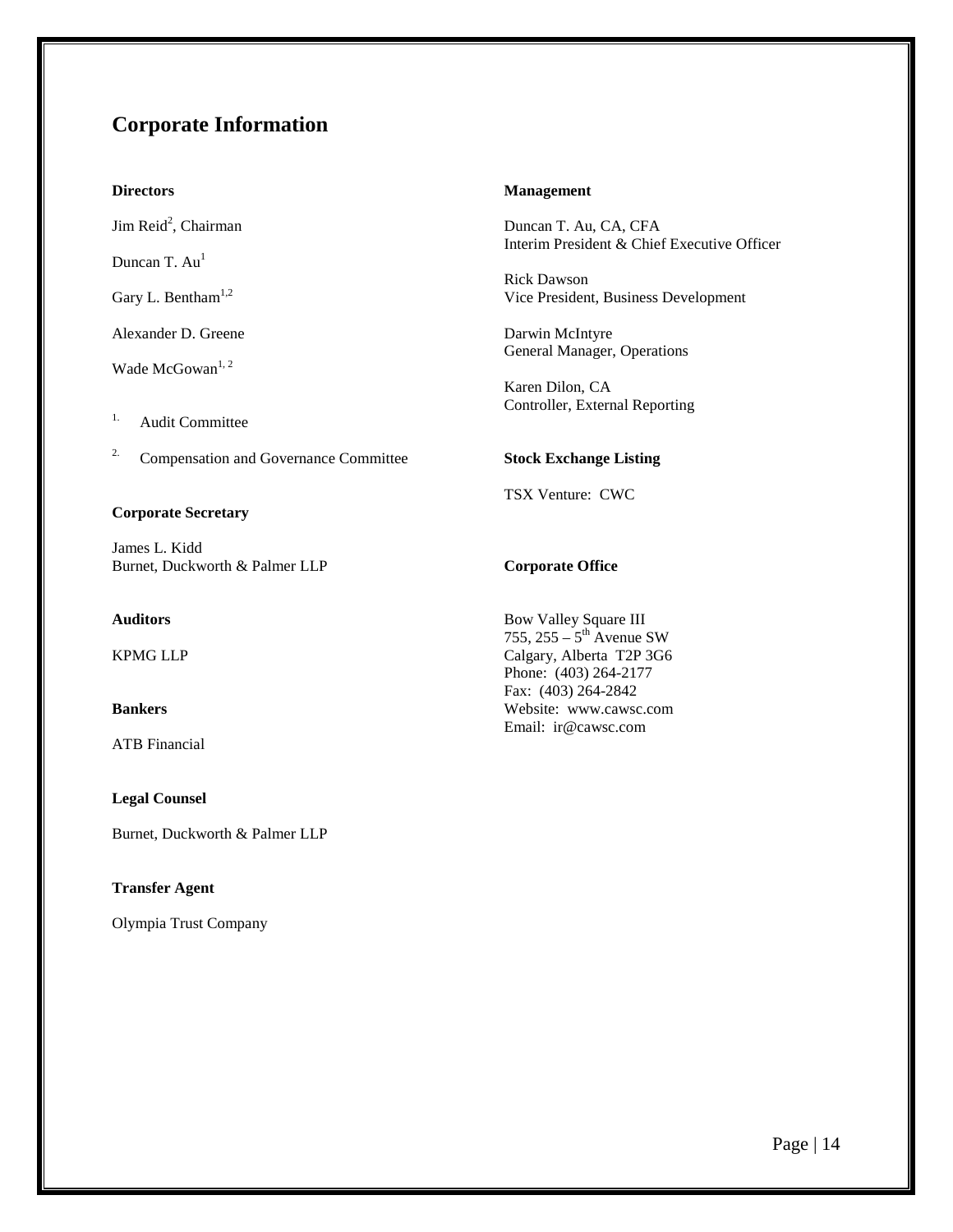# Corporate Information

**Directors**

Jim Reid[2], Chairman

Duncan T. Au[1]

Gary L. Bentham[1,2]

Alexander D. Greene

Wade McGowan[1, 2]

1. Audit Committee
2. Compensation and Governance Committee

**Corporate Secretary**

James L. Kidd
Burnet, Duckworth & Palmer LLP

**Auditors**

KPMG LLP

**Bankers**

ATB Financial

**Legal Counsel**

Burnet, Duckworth & Palmer LLP

**Transfer Agent**

Olympia Trust Company

**Management**

Duncan T. Au, CA, CFA
Interim President & Chief Executive Officer

Rick Dawson
Vice President, Business Development

Darwin McIntyre
General Manager, Operations

Karen Dilon, CA
Controller, External Reporting

**Stock Exchange Listing**

TSX Venture: CWC

**Corporate Office**

Bow Valley Square III
755, 255 – 5th Avenue SW
Calgary, Alberta T2P 3G6
Phone: (403) 264-2177
Fax: (403) 264-2842
Website: www.cawsc.com
Email: ir@cawsc.com